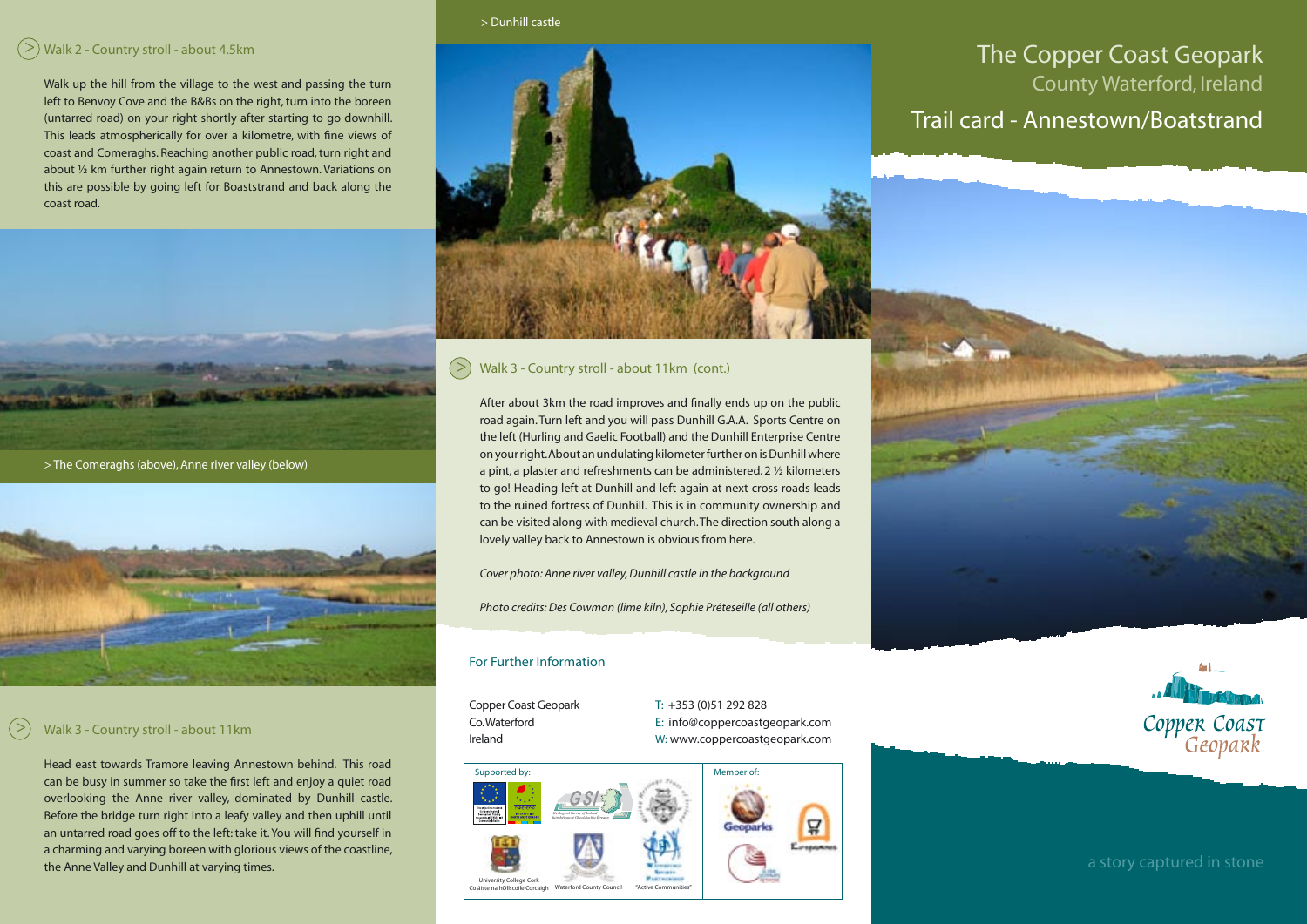## Walk 2 - Country stroll - about 4.5km

Walk up the hill from the village to the west and passing the turn left to Benvoy Cove and the B&Bs on the right, turn into the boreen (untarred road) on your right shortly after starting to go downhill. This leads atmospherically for over a kilometre, with fine views of coast and Comeraghs. Reaching another public road, turn right and about ½ km further right again return to Annestown. Variations on this are possible by going left for Boaststrand and back along the coast road.

> The Comeraghs (above), Anne river valley (below)

## Walk 3 - Country stroll - about 11km

Head east towards Tramore leaving Annestown behind. This road can be busy in summer so take the first left and enjoy a quiet road overlooking the Anne river valley, dominated by Dunhill castle. Before the bridge turn right into a leafy valley and then uphill until an untarred road goes off to the left: take it. You will find yourself in a charming and varying boreen with glorious views of the coastline, the Anne Valley and Dunhill at varying times.

> Dunhill castle

## Walk 3 - Country stroll - about 11km (cont.)

After about 3km the road improves and finally ends up on the public road again. Turn left and you will pass Dunhill G.A.A. Sports Centre on the left (Hurling and Gaelic Football) and the Dunhill Enterprise Centre on your right. About an undulating kilometer further on is Dunhill where a pint, a plaster and refreshments can be administered. 2 ½ kilometers to go! Heading left at Dunhill and left again at next cross roads leads to the ruined fortress of Dunhill. This is in community ownership and can be visited along with medieval church. The direction south along a lovely valley back to Annestown is obvious from here.

*Cover photo: Anne river valley, Dunhill castle in the background*

*Photo credits: Des Cowman (lime kiln), Sophie Préteseille (all others)*

## For Further Information

Copper Coast Geopark
Co.Waterford
Ireland

T: +353 (0)51 292 828
E: info@coppercoastgeopark.com
W: www.coppercoastgeopark.com

Supported by: University College Cork / Coláiste na hOllscoile Corcaigh, Waterford County Council, "Active Communities"

Member of:

# The Copper Coast Geopark

County Waterford, Ireland

## Trail card - Annestown/Boatstrand

Copper Coast Geopark

a story captured in stone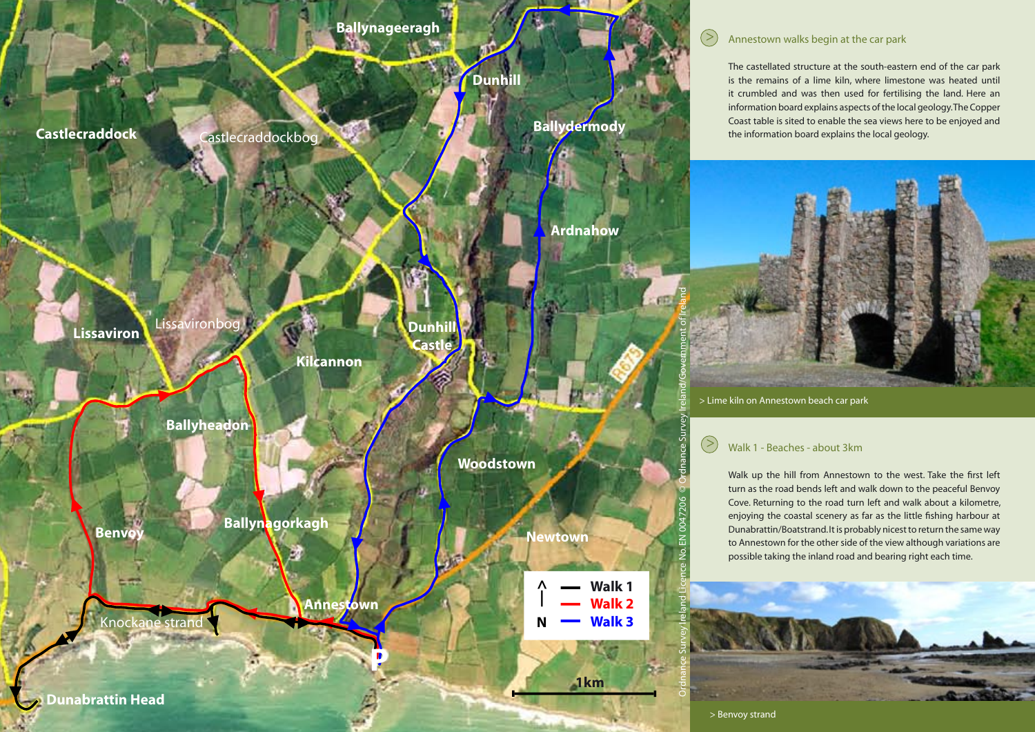Ballynageeragh

Dunhill

Castlecraddock

Castlecraddockbog

Ballydermody

Ardnahow

Lissaviron

Lissavironbog

Kilcannon

Dunhill Castle

R675

Ballyheadon

Woodstown

Benvoy

Ballynagorkagh

Newtown

Annestown

Knockane strand

P

Dunabrattin Head

N

Walk 1

Walk 2

Walk 3

1km

Ordnance Survey Ireland Licence No. EN 0047206 © Ordnance Survey Ireland/Government of Ireland

## Annestown walks begin at the car park

The castellated structure at the south-eastern end of the car park is the remains of a lime kiln, where limestone was heated until it crumbled and was then used for fertilising the land. Here an information board explains aspects of the local geology. The Copper Coast table is sited to enable the sea views here to be enjoyed and the information board explains the local geology.

> Lime kiln on Annestown beach car park

## Walk 1 - Beaches - about 3km

Walk up the hill from Annestown to the west. Take the first left turn as the road bends left and walk down to the peaceful Benvoy Cove. Returning to the road turn left and walk about a kilometre, enjoying the coastal scenery as far as the little fishing harbour at Dunabrattin/Boatstrand. It is probably nicest to return the same way to Annestown for the other side of the view although variations are possible taking the inland road and bearing right each time.

> Benvoy strand